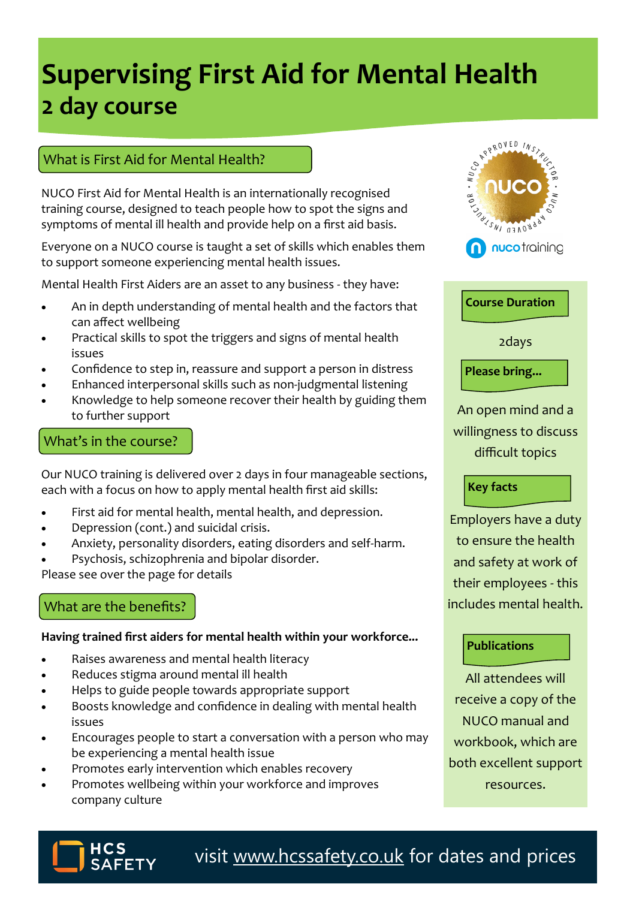# Supervising First Aid for Mental Health
## 2 day course

### What is First Aid for Mental Health?

NUCO First Aid for Mental Health is an internationally recognised training course, designed to teach people how to spot the signs and symptoms of mental ill health and provide help on a first aid basis.

Everyone on a NUCO course is taught a set of skills which enables them to support someone experiencing mental health issues.

Mental Health First Aiders are an asset to any business - they have:

- An in depth understanding of mental health and the factors that can affect wellbeing
- Practical skills to spot the triggers and signs of mental health issues
- Confidence to step in, reassure and support a person in distress
- Enhanced interpersonal skills such as non-judgmental listening
- Knowledge to help someone recover their health by guiding them to further support

### What's in the course?

Our NUCO training is delivered over 2 days in four manageable sections, each with a focus on how to apply mental health first aid skills:

- First aid for mental health, mental health, and depression.
- Depression (cont.) and suicidal crisis.
- Anxiety, personality disorders, eating disorders and self-harm.
- Psychosis, schizophrenia and bipolar disorder.

Please see over the page for details

### What are the benefits?

**Having trained first aiders for mental health within your workforce...**

- Raises awareness and mental health literacy
- Reduces stigma around mental ill health
- Helps to guide people towards appropriate support
- Boosts knowledge and confidence in dealing with mental health issues
- Encourages people to start a conversation with a person who may be experiencing a mental health issue
- Promotes early intervention which enables recovery
- Promotes wellbeing within your workforce and improves company culture

APPROVED INSTRUCTOR · NUCO · APPROVED INSTRUCTOR · NUCO

nuco training

**Course Duration**

2days

**Please bring...**

An open mind and a willingness to discuss difficult topics

**Key facts**

Employers have a duty to ensure the health and safety at work of their employees - this includes mental health.

**Publications**

All attendees will receive a copy of the NUCO manual and workbook, which are both excellent support resources.

HCS SAFETY

visit www.hcssafety.co.uk for dates and prices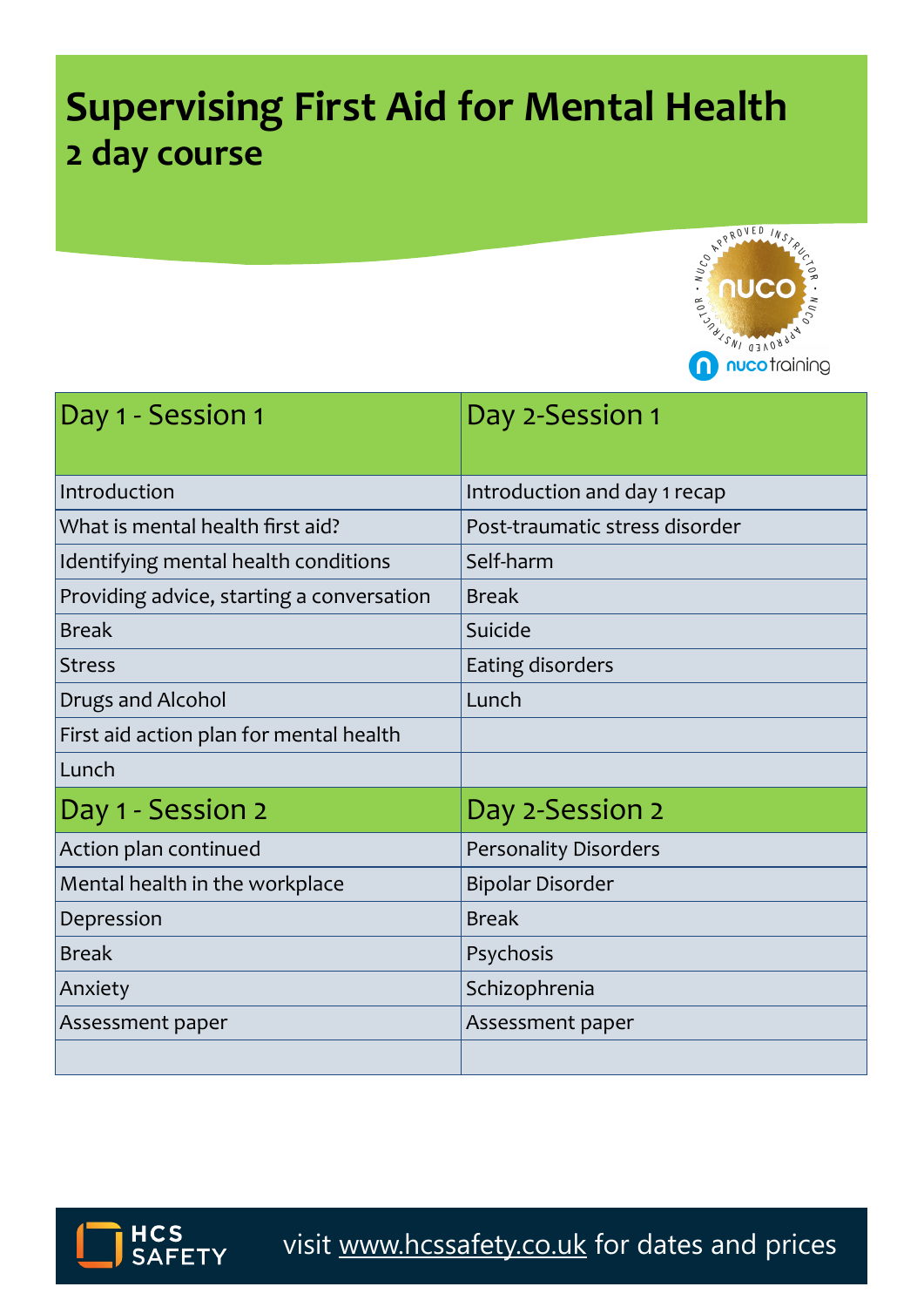# Supervising First Aid for Mental Health
## 2 day course

nuco APPROVED INSTRUCTOR

nuco training

| Day 1 - Session 1 | Day 2-Session 1 |
| --- | --- |
| Introduction | Introduction and day 1 recap |
| What is mental health first aid? | Post-traumatic stress disorder |
| Identifying mental health conditions | Self-harm |
| Providing advice, starting a conversation | Break |
| Break | Suicide |
| Stress | Eating disorders |
| Drugs and Alcohol | Lunch |
| First aid action plan for mental health | |
| Lunch | |
| **Day 1 - Session 2** | **Day 2-Session 2** |
| Action plan continued | Personality Disorders |
| Mental health in the workplace | Bipolar Disorder |
| Depression | Break |
| Break | Psychosis |
| Anxiety | Schizophrenia |
| Assessment paper | Assessment paper |
| | |

HCS SAFETY

visit www.hcssafety.co.uk for dates and prices